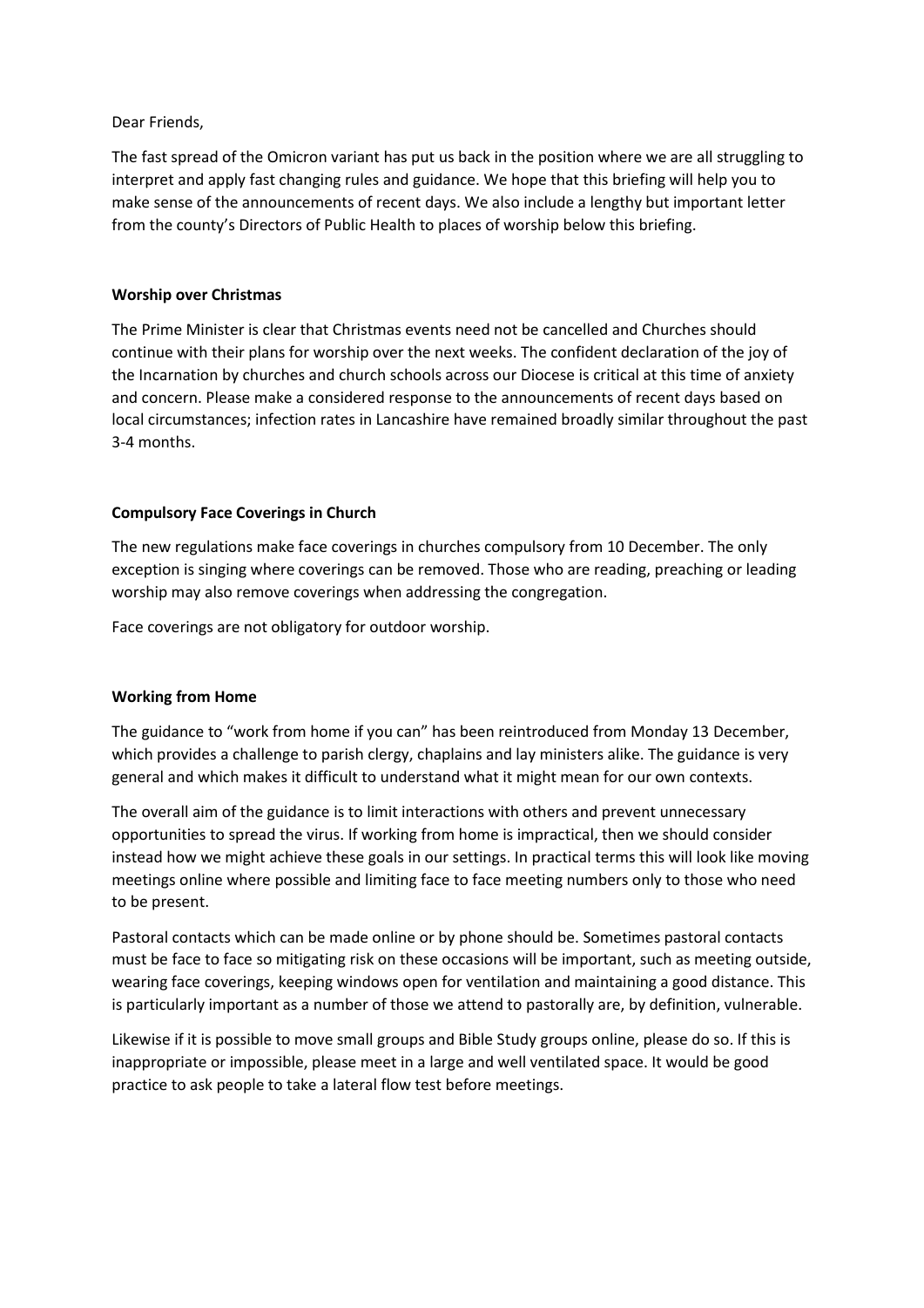Dear Friends,

The fast spread of the Omicron variant has put us back in the position where we are all struggling to interpret and apply fast changing rules and guidance. We hope that this briefing will help you to make sense of the announcements of recent days. We also include a lengthy but important letter from the county's Directors of Public Health to places of worship below this briefing.

**Worship over Christmas**

The Prime Minister is clear that Christmas events need not be cancelled and Churches should continue with their plans for worship over the next weeks. The confident declaration of the joy of the Incarnation by churches and church schools across our Diocese is critical at this time of anxiety and concern. Please make a considered response to the announcements of recent days based on local circumstances; infection rates in Lancashire have remained broadly similar throughout the past 3-4 months.

**Compulsory Face Coverings in Church**

The new regulations make face coverings in churches compulsory from 10 December. The only exception is singing where coverings can be removed. Those who are reading, preaching or leading worship may also remove coverings when addressing the congregation.

Face coverings are not obligatory for outdoor worship.

**Working from Home**

The guidance to "work from home if you can" has been reintroduced from Monday 13 December, which provides a challenge to parish clergy, chaplains and lay ministers alike. The guidance is very general and which makes it difficult to understand what it might mean for our own contexts.

The overall aim of the guidance is to limit interactions with others and prevent unnecessary opportunities to spread the virus. If working from home is impractical, then we should consider instead how we might achieve these goals in our settings. In practical terms this will look like moving meetings online where possible and limiting face to face meeting numbers only to those who need to be present.

Pastoral contacts which can be made online or by phone should be. Sometimes pastoral contacts must be face to face so mitigating risk on these occasions will be important, such as meeting outside, wearing face coverings, keeping windows open for ventilation and maintaining a good distance. This is particularly important as a number of those we attend to pastorally are, by definition, vulnerable.

Likewise if it is possible to move small groups and Bible Study groups online, please do so. If this is inappropriate or impossible, please meet in a large and well ventilated space. It would be good practice to ask people to take a lateral flow test before meetings.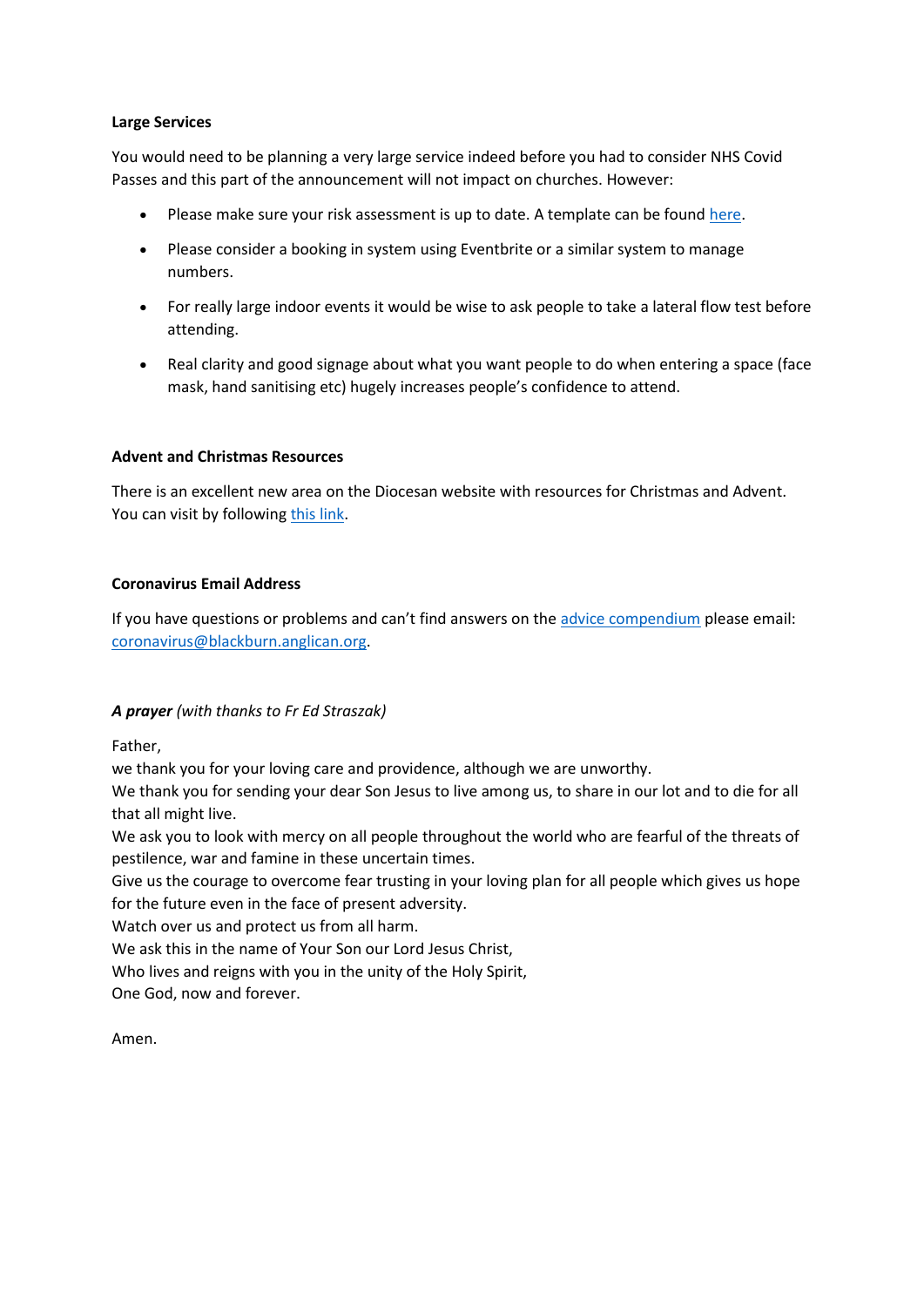**Large Services**

You would need to be planning a very large service indeed before you had to consider NHS Covid Passes and this part of the announcement will not impact on churches. However:

- Please make sure your risk assessment is up to date. A template can be found here.
- Please consider a booking in system using Eventbrite or a similar system to manage numbers.
- For really large indoor events it would be wise to ask people to take a lateral flow test before attending.
- Real clarity and good signage about what you want people to do when entering a space (face mask, hand sanitising etc) hugely increases people's confidence to attend.

**Advent and Christmas Resources**

There is an excellent new area on the Diocesan website with resources for Christmas and Advent. You can visit by following this link.

**Coronavirus Email Address**

If you have questions or problems and can't find answers on the advice compendium please email: coronavirus@blackburn.anglican.org.

***A prayer*** *(with thanks to Fr Ed Straszak)*

Father,
we thank you for your loving care and providence, although we are unworthy.
We thank you for sending your dear Son Jesus to live among us, to share in our lot and to die for all that all might live.
We ask you to look with mercy on all people throughout the world who are fearful of the threats of pestilence, war and famine in these uncertain times.
Give us the courage to overcome fear trusting in your loving plan for all people which gives us hope for the future even in the face of present adversity.
Watch over us and protect us from all harm.
We ask this in the name of Your Son our Lord Jesus Christ,
Who lives and reigns with you in the unity of the Holy Spirit,
One God, now and forever.

Amen.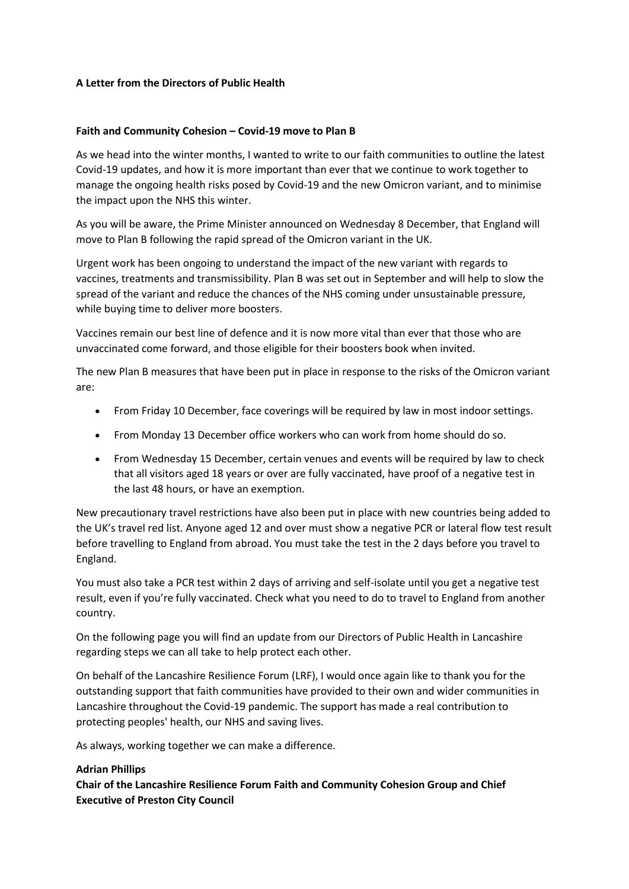**A Letter from the Directors of Public Health**

**Faith and Community Cohesion – Covid-19 move to Plan B**

As we head into the winter months, I wanted to write to our faith communities to outline the latest Covid-19 updates, and how it is more important than ever that we continue to work together to manage the ongoing health risks posed by Covid-19 and the new Omicron variant, and to minimise the impact upon the NHS this winter.

As you will be aware, the Prime Minister announced on Wednesday 8 December, that England will move to Plan B following the rapid spread of the Omicron variant in the UK.

Urgent work has been ongoing to understand the impact of the new variant with regards to vaccines, treatments and transmissibility. Plan B was set out in September and will help to slow the spread of the variant and reduce the chances of the NHS coming under unsustainable pressure, while buying time to deliver more boosters.

Vaccines remain our best line of defence and it is now more vital than ever that those who are unvaccinated come forward, and those eligible for their boosters book when invited.

The new Plan B measures that have been put in place in response to the risks of the Omicron variant are:

- From Friday 10 December, face coverings will be required by law in most indoor settings.
- From Monday 13 December office workers who can work from home should do so.
- From Wednesday 15 December, certain venues and events will be required by law to check that all visitors aged 18 years or over are fully vaccinated, have proof of a negative test in the last 48 hours, or have an exemption.

New precautionary travel restrictions have also been put in place with new countries being added to the UK's travel red list. Anyone aged 12 and over must show a negative PCR or lateral flow test result before travelling to England from abroad. You must take the test in the 2 days before you travel to England.

You must also take a PCR test within 2 days of arriving and self-isolate until you get a negative test result, even if you're fully vaccinated. Check what you need to do to travel to England from another country.

On the following page you will find an update from our Directors of Public Health in Lancashire regarding steps we can all take to help protect each other.

On behalf of the Lancashire Resilience Forum (LRF), I would once again like to thank you for the outstanding support that faith communities have provided to their own and wider communities in Lancashire throughout the Covid-19 pandemic. The support has made a real contribution to protecting peoples' health, our NHS and saving lives.

As always, working together we can make a difference.

**Adrian Phillips**
**Chair of the Lancashire Resilience Forum Faith and Community Cohesion Group and Chief Executive of Preston City Council**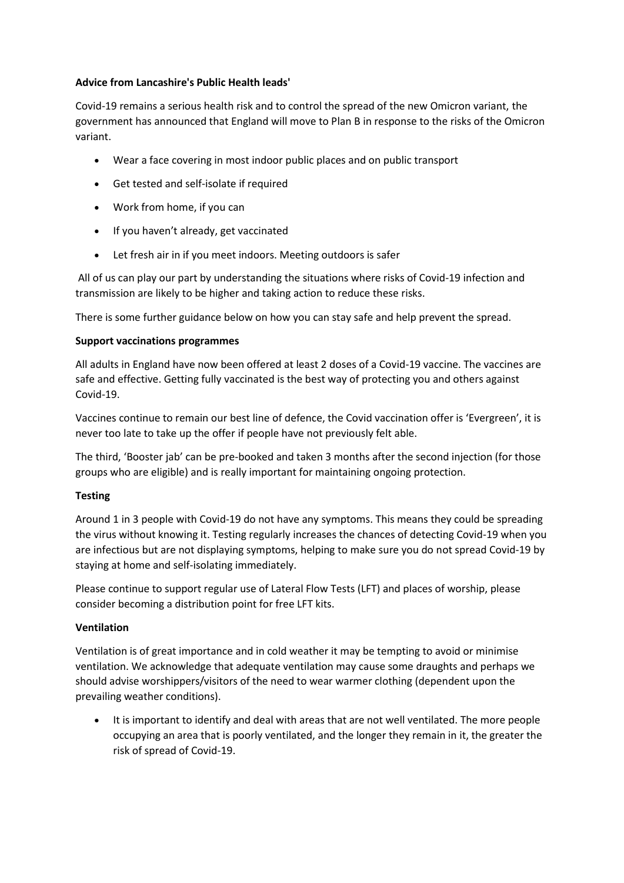**Advice from Lancashire's Public Health leads'**

Covid-19 remains a serious health risk and to control the spread of the new Omicron variant, the government has announced that England will move to Plan B in response to the risks of the Omicron variant.

- Wear a face covering in most indoor public places and on public transport
- Get tested and self-isolate if required
- Work from home, if you can
- If you haven't already, get vaccinated
- Let fresh air in if you meet indoors. Meeting outdoors is safer

All of us can play our part by understanding the situations where risks of Covid-19 infection and transmission are likely to be higher and taking action to reduce these risks.

There is some further guidance below on how you can stay safe and help prevent the spread.

**Support vaccinations programmes**

All adults in England have now been offered at least 2 doses of a Covid-19 vaccine. The vaccines are safe and effective. Getting fully vaccinated is the best way of protecting you and others against Covid-19.

Vaccines continue to remain our best line of defence, the Covid vaccination offer is 'Evergreen', it is never too late to take up the offer if people have not previously felt able.

The third, 'Booster jab' can be pre-booked and taken 3 months after the second injection (for those groups who are eligible) and is really important for maintaining ongoing protection.

**Testing**

Around 1 in 3 people with Covid-19 do not have any symptoms. This means they could be spreading the virus without knowing it. Testing regularly increases the chances of detecting Covid-19 when you are infectious but are not displaying symptoms, helping to make sure you do not spread Covid-19 by staying at home and self-isolating immediately.

Please continue to support regular use of Lateral Flow Tests (LFT) and places of worship, please consider becoming a distribution point for free LFT kits.

**Ventilation**

Ventilation is of great importance and in cold weather it may be tempting to avoid or minimise ventilation. We acknowledge that adequate ventilation may cause some draughts and perhaps we should advise worshippers/visitors of the need to wear warmer clothing (dependent upon the prevailing weather conditions).

- It is important to identify and deal with areas that are not well ventilated. The more people occupying an area that is poorly ventilated, and the longer they remain in it, the greater the risk of spread of Covid-19.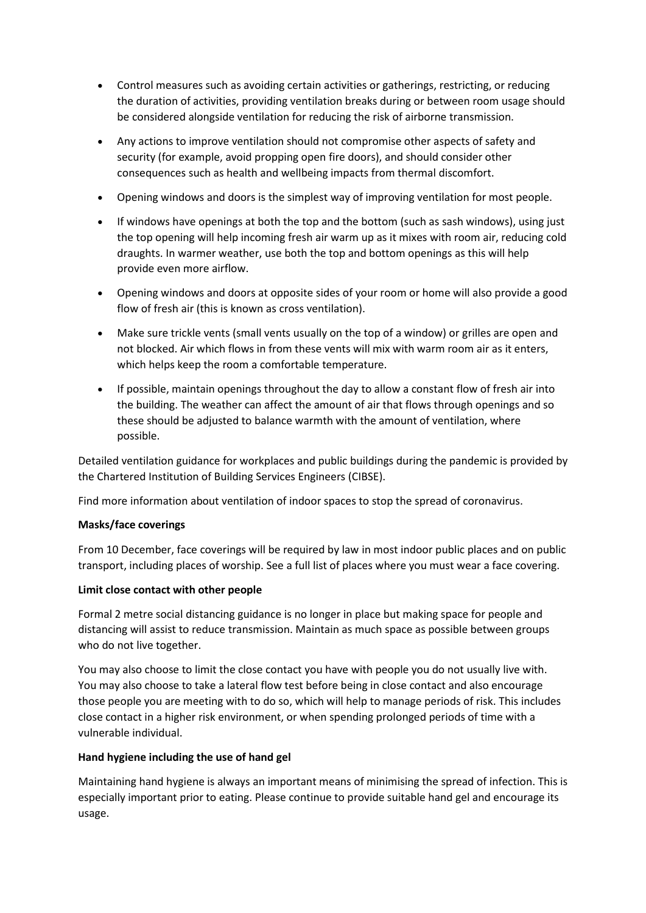- Control measures such as avoiding certain activities or gatherings, restricting, or reducing the duration of activities, providing ventilation breaks during or between room usage should be considered alongside ventilation for reducing the risk of airborne transmission.
- Any actions to improve ventilation should not compromise other aspects of safety and security (for example, avoid propping open fire doors), and should consider other consequences such as health and wellbeing impacts from thermal discomfort.
- Opening windows and doors is the simplest way of improving ventilation for most people.
- If windows have openings at both the top and the bottom (such as sash windows), using just the top opening will help incoming fresh air warm up as it mixes with room air, reducing cold draughts. In warmer weather, use both the top and bottom openings as this will help provide even more airflow.
- Opening windows and doors at opposite sides of your room or home will also provide a good flow of fresh air (this is known as cross ventilation).
- Make sure trickle vents (small vents usually on the top of a window) or grilles are open and not blocked. Air which flows in from these vents will mix with warm room air as it enters, which helps keep the room a comfortable temperature.
- If possible, maintain openings throughout the day to allow a constant flow of fresh air into the building. The weather can affect the amount of air that flows through openings and so these should be adjusted to balance warmth with the amount of ventilation, where possible.

Detailed ventilation guidance for workplaces and public buildings during the pandemic is provided by the Chartered Institution of Building Services Engineers (CIBSE).

Find more information about ventilation of indoor spaces to stop the spread of coronavirus.

**Masks/face coverings**

From 10 December, face coverings will be required by law in most indoor public places and on public transport, including places of worship. See a full list of places where you must wear a face covering.

**Limit close contact with other people**

Formal 2 metre social distancing guidance is no longer in place but making space for people and distancing will assist to reduce transmission. Maintain as much space as possible between groups who do not live together.

You may also choose to limit the close contact you have with people you do not usually live with. You may also choose to take a lateral flow test before being in close contact and also encourage those people you are meeting with to do so, which will help to manage periods of risk. This includes close contact in a higher risk environment, or when spending prolonged periods of time with a vulnerable individual.

**Hand hygiene including the use of hand gel**

Maintaining hand hygiene is always an important means of minimising the spread of infection. This is especially important prior to eating. Please continue to provide suitable hand gel and encourage its usage.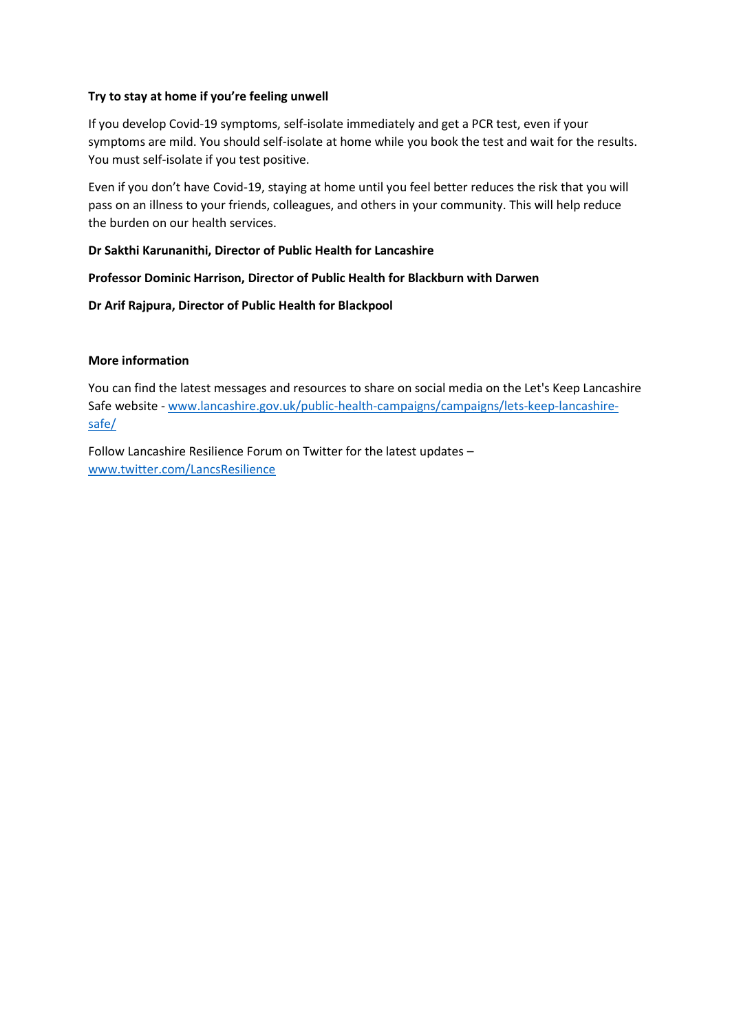**Try to stay at home if you're feeling unwell**

If you develop Covid-19 symptoms, self-isolate immediately and get a PCR test, even if your symptoms are mild. You should self-isolate at home while you book the test and wait for the results. You must self-isolate if you test positive.

Even if you don't have Covid-19, staying at home until you feel better reduces the risk that you will pass on an illness to your friends, colleagues, and others in your community. This will help reduce the burden on our health services.

**Dr Sakthi Karunanithi, Director of Public Health for Lancashire**

**Professor Dominic Harrison, Director of Public Health for Blackburn with Darwen**

**Dr Arif Rajpura, Director of Public Health for Blackpool**

**More information**

You can find the latest messages and resources to share on social media on the Let's Keep Lancashire Safe website - [www.lancashire.gov.uk/public-health-campaigns/campaigns/lets-keep-lancashire-safe/](http://www.lancashire.gov.uk/public-health-campaigns/campaigns/lets-keep-lancashire-safe/)

Follow Lancashire Resilience Forum on Twitter for the latest updates – [www.twitter.com/LancsResilience](http://www.twitter.com/LancsResilience)